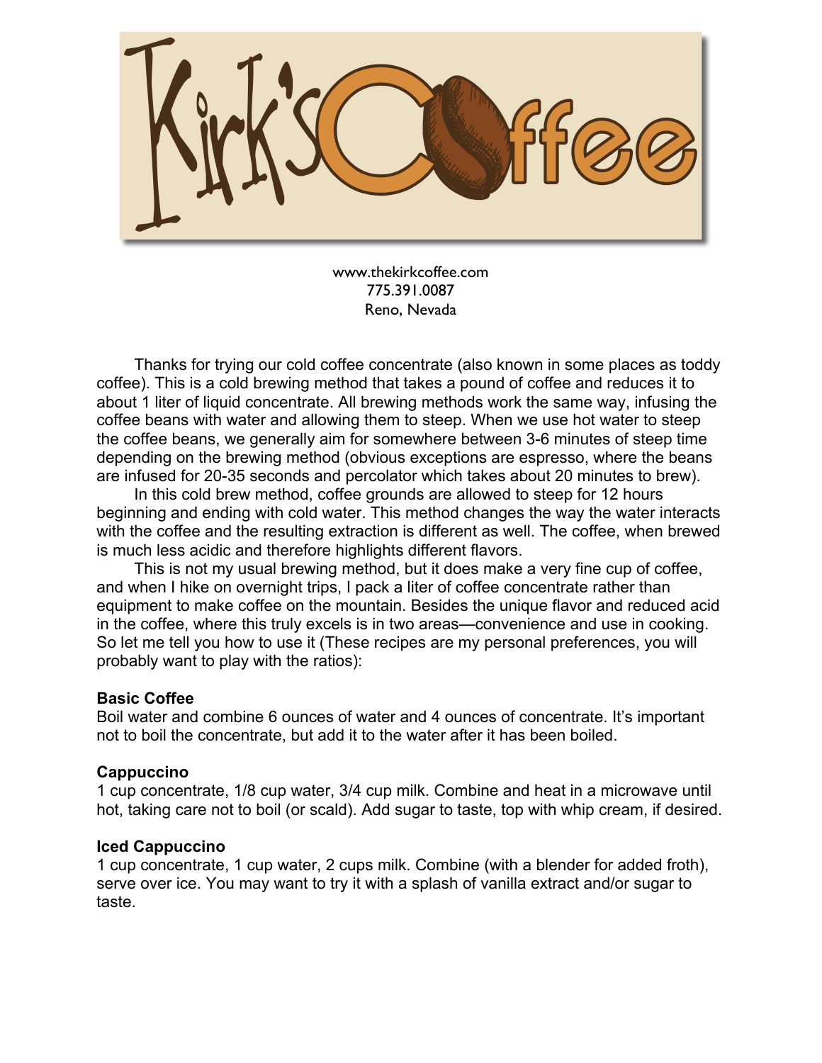# Kirk's Coffee

www.thekirkcoffee.com
775.391.0087
Reno, Nevada

Thanks for trying our cold coffee concentrate (also known in some places as toddy coffee). This is a cold brewing method that takes a pound of coffee and reduces it to about 1 liter of liquid concentrate. All brewing methods work the same way, infusing the coffee beans with water and allowing them to steep. When we use hot water to steep the coffee beans, we generally aim for somewhere between 3-6 minutes of steep time depending on the brewing method (obvious exceptions are espresso, where the beans are infused for 20-35 seconds and percolator which takes about 20 minutes to brew).

In this cold brew method, coffee grounds are allowed to steep for 12 hours beginning and ending with cold water. This method changes the way the water interacts with the coffee and the resulting extraction is different as well. The coffee, when brewed is much less acidic and therefore highlights different flavors.

This is not my usual brewing method, but it does make a very fine cup of coffee, and when I hike on overnight trips, I pack a liter of coffee concentrate rather than equipment to make coffee on the mountain. Besides the unique flavor and reduced acid in the coffee, where this truly excels is in two areas—convenience and use in cooking. So let me tell you how to use it (These recipes are my personal preferences, you will probably want to play with the ratios):

**Basic Coffee**
Boil water and combine 6 ounces of water and 4 ounces of concentrate. It's important not to boil the concentrate, but add it to the water after it has been boiled.

**Cappuccino**
1 cup concentrate, 1/8 cup water, 3/4 cup milk. Combine and heat in a microwave until hot, taking care not to boil (or scald). Add sugar to taste, top with whip cream, if desired.

**Iced Cappuccino**
1 cup concentrate, 1 cup water, 2 cups milk. Combine (with a blender for added froth), serve over ice. You may want to try it with a splash of vanilla extract and/or sugar to taste.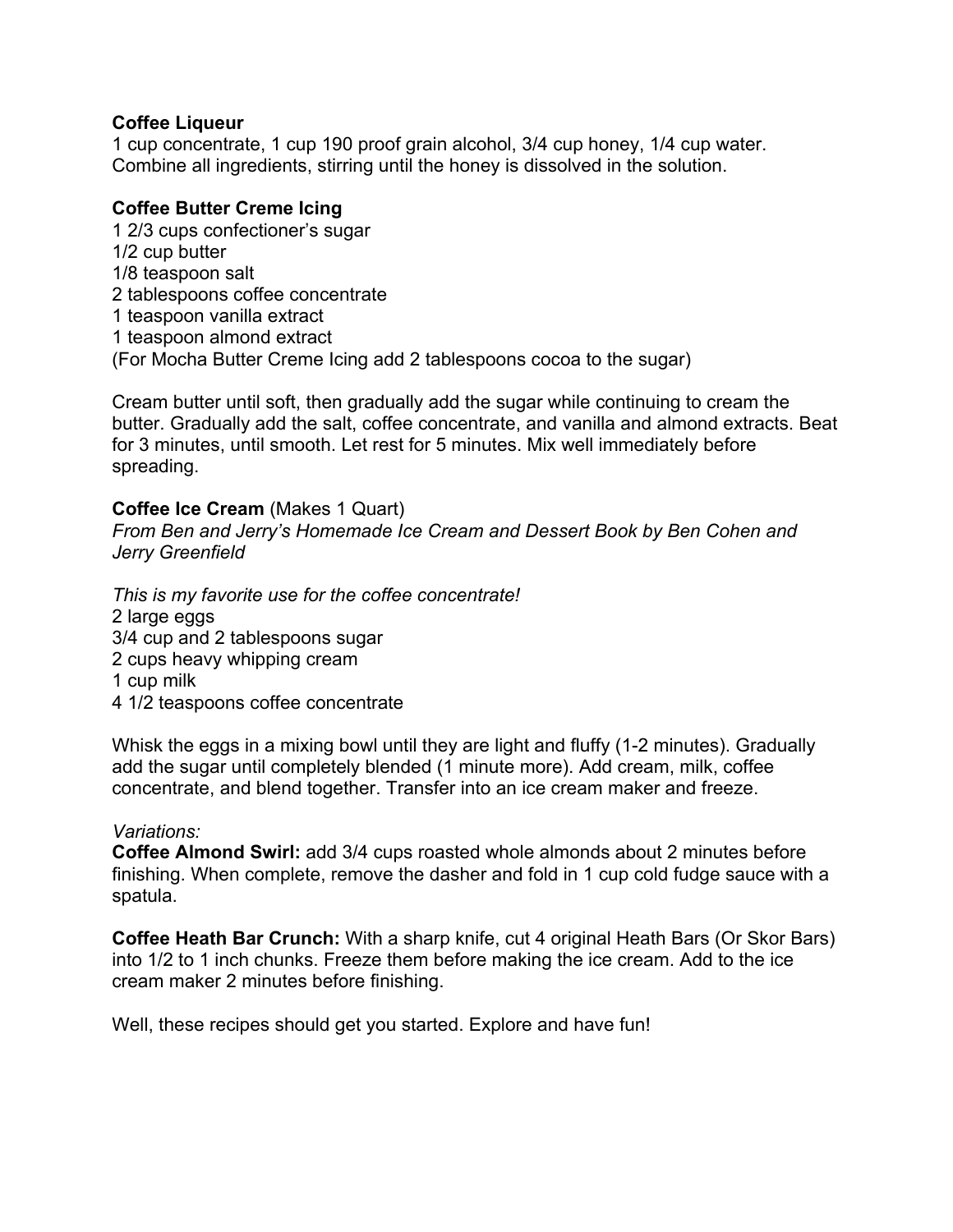**Coffee Liqueur**
1 cup concentrate, 1 cup 190 proof grain alcohol, 3/4 cup honey, 1/4 cup water. Combine all ingredients, stirring until the honey is dissolved in the solution.

**Coffee Butter Creme Icing**
1 2/3 cups confectioner's sugar
1/2 cup butter
1/8 teaspoon salt
2 tablespoons coffee concentrate
1 teaspoon vanilla extract
1 teaspoon almond extract
(For Mocha Butter Creme Icing add 2 tablespoons cocoa to the sugar)

Cream butter until soft, then gradually add the sugar while continuing to cream the butter. Gradually add the salt, coffee concentrate, and vanilla and almond extracts. Beat for 3 minutes, until smooth. Let rest for 5 minutes. Mix well immediately before spreading.

**Coffee Ice Cream** (Makes 1 Quart)
*From Ben and Jerry's Homemade Ice Cream and Dessert Book by Ben Cohen and Jerry Greenfield*

*This is my favorite use for the coffee concentrate!*
2 large eggs
3/4 cup and 2 tablespoons sugar
2 cups heavy whipping cream
1 cup milk
4 1/2 teaspoons coffee concentrate

Whisk the eggs in a mixing bowl until they are light and fluffy (1-2 minutes). Gradually add the sugar until completely blended (1 minute more). Add cream, milk, coffee concentrate, and blend together. Transfer into an ice cream maker and freeze.

*Variations:*
**Coffee Almond Swirl:** add 3/4 cups roasted whole almonds about 2 minutes before finishing. When complete, remove the dasher and fold in 1 cup cold fudge sauce with a spatula.

**Coffee Heath Bar Crunch:** With a sharp knife, cut 4 original Heath Bars (Or Skor Bars) into 1/2 to 1 inch chunks. Freeze them before making the ice cream. Add to the ice cream maker 2 minutes before finishing.

Well, these recipes should get you started. Explore and have fun!